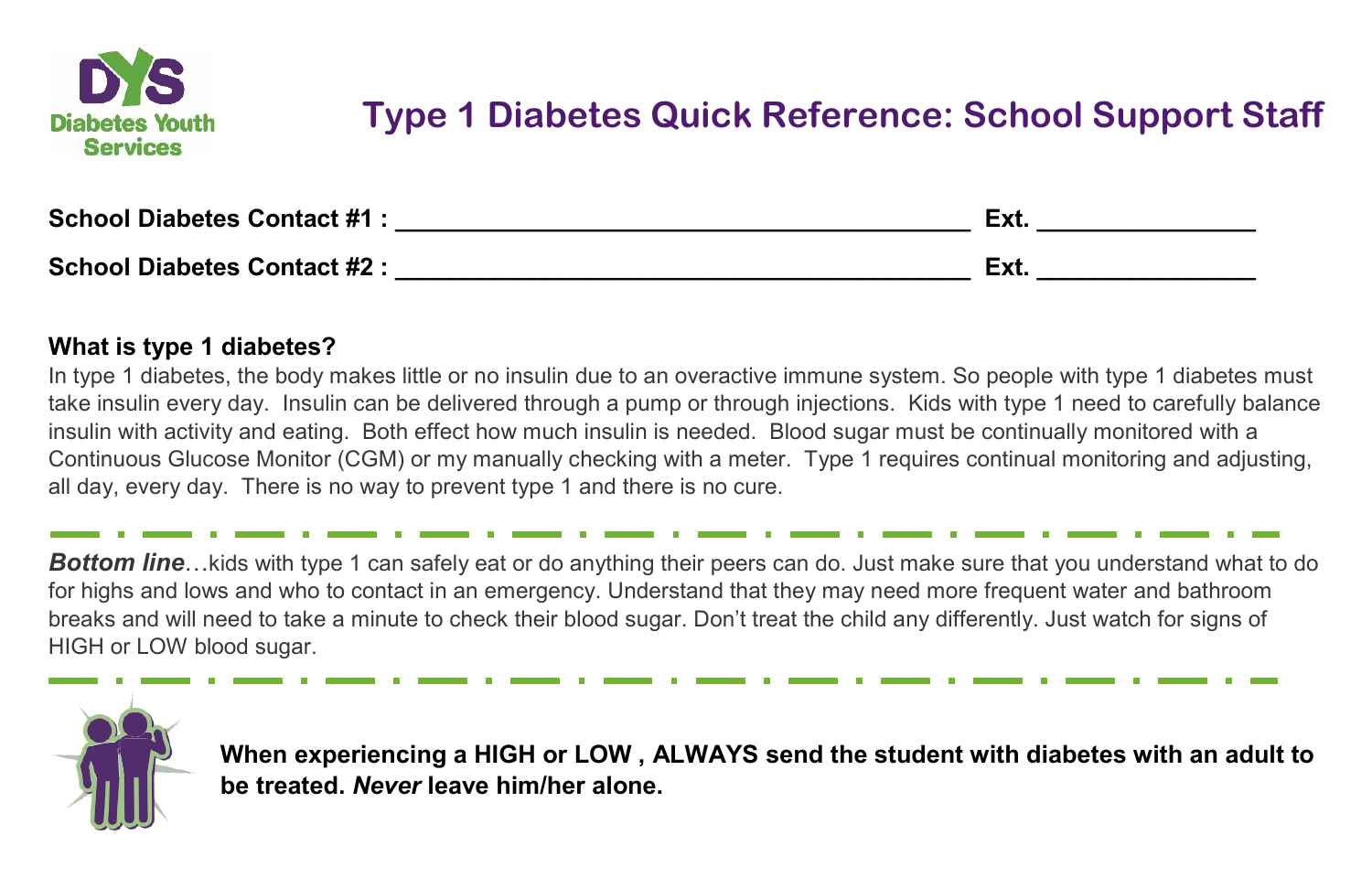Diabetes Youth Services

# Type 1 Diabetes Quick Reference: School Support Staff

**School Diabetes Contact #1 :** ________________________________________ **Ext.** ________________

**School Diabetes Contact #2 :** ________________________________________ **Ext.** ________________

**What is type 1 diabetes?**

In type 1 diabetes, the body makes little or no insulin due to an overactive immune system. So people with type 1 diabetes must take insulin every day. Insulin can be delivered through a pump or through injections. Kids with type 1 need to carefully balance insulin with activity and eating. Both effect how much insulin is needed. Blood sugar must be continually monitored with a Continuous Glucose Monitor (CGM) or my manually checking with a meter. Type 1 requires continual monitoring and adjusting, all day, every day. There is no way to prevent type 1 and there is no cure.

***Bottom line***…kids with type 1 can safely eat or do anything their peers can do. Just make sure that you understand what to do for highs and lows and who to contact in an emergency. Understand that they may need more frequent water and bathroom breaks and will need to take a minute to check their blood sugar. Don't treat the child any differently. Just watch for signs of HIGH or LOW blood sugar.

**When experiencing a HIGH or LOW , ALWAYS send the student with diabetes with an adult to be treated. *Never* leave him/her alone.**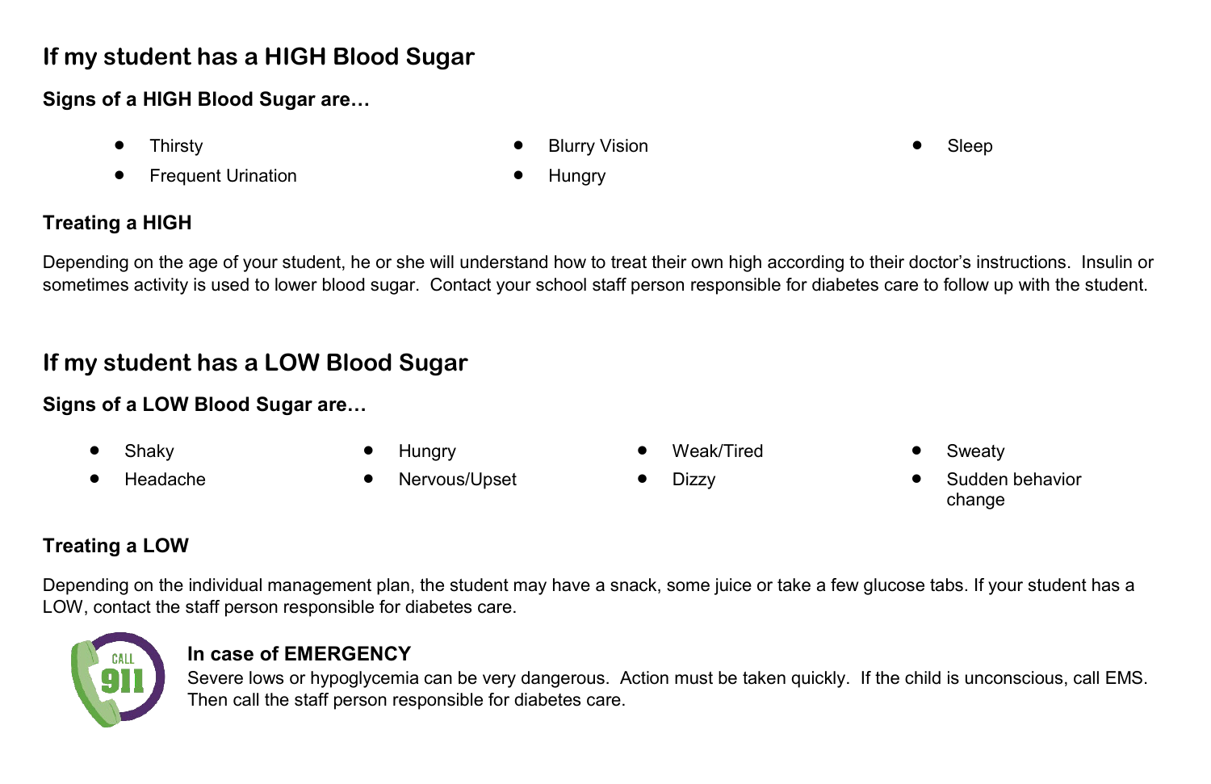## If my student has a HIGH Blood Sugar

### Signs of a HIGH Blood Sugar are…

- Thirsty
- Frequent Urination
- Blurry Vision
- Hungry
- Sleep

### Treating a HIGH

Depending on the age of your student, he or she will understand how to treat their own high according to their doctor's instructions. Insulin or sometimes activity is used to lower blood sugar. Contact your school staff person responsible for diabetes care to follow up with the student.

## If my student has a LOW Blood Sugar

### Signs of a LOW Blood Sugar are…

- Shaky
- Headache
- Hungry
- Nervous/Upset
- Weak/Tired
- Dizzy
- Sweaty
- Sudden behavior change

### Treating a LOW

Depending on the individual management plan, the student may have a snack, some juice or take a few glucose tabs. If your student has a LOW, contact the staff person responsible for diabetes care.

CALL 911

**In case of EMERGENCY**
Severe lows or hypoglycemia can be very dangerous. Action must be taken quickly. If the child is unconscious, call EMS. Then call the staff person responsible for diabetes care.